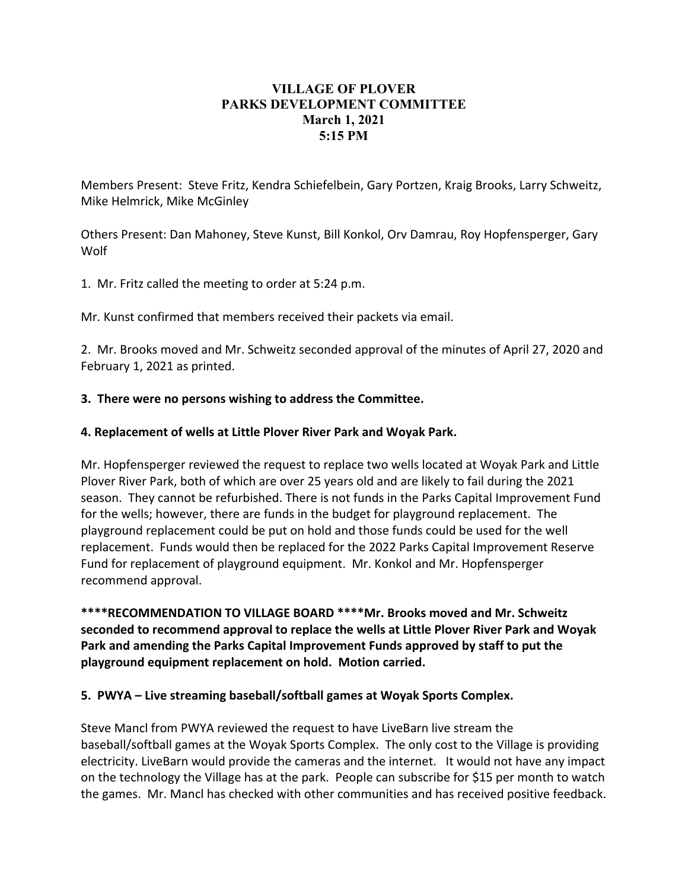# VILLAGE OF PLOVER
## PARKS DEVELOPMENT COMMITTEE
### March 1, 2021
### 5:15 PM

Members Present: Steve Fritz, Kendra Schiefelbein, Gary Portzen, Kraig Brooks, Larry Schweitz, Mike Helmrick, Mike McGinley

Others Present: Dan Mahoney, Steve Kunst, Bill Konkol, Orv Damrau, Roy Hopfensperger, Gary Wolf

1. Mr. Fritz called the meeting to order at 5:24 p.m.

Mr. Kunst confirmed that members received their packets via email.

2. Mr. Brooks moved and Mr. Schweitz seconded approval of the minutes of April 27, 2020 and February 1, 2021 as printed.

**3. There were no persons wishing to address the Committee.**

**4. Replacement of wells at Little Plover River Park and Woyak Park.**

Mr. Hopfensperger reviewed the request to replace two wells located at Woyak Park and Little Plover River Park, both of which are over 25 years old and are likely to fail during the 2021 season. They cannot be refurbished. There is not funds in the Parks Capital Improvement Fund for the wells; however, there are funds in the budget for playground replacement. The playground replacement could be put on hold and those funds could be used for the well replacement. Funds would then be replaced for the 2022 Parks Capital Improvement Reserve Fund for replacement of playground equipment. Mr. Konkol and Mr. Hopfensperger recommend approval.

**\*\*\*\*RECOMMENDATION TO VILLAGE BOARD \*\*\*\*Mr. Brooks moved and Mr. Schweitz seconded to recommend approval to replace the wells at Little Plover River Park and Woyak Park and amending the Parks Capital Improvement Funds approved by staff to put the playground equipment replacement on hold. Motion carried.**

**5. PWYA – Live streaming baseball/softball games at Woyak Sports Complex.**

Steve Mancl from PWYA reviewed the request to have LiveBarn live stream the baseball/softball games at the Woyak Sports Complex. The only cost to the Village is providing electricity. LiveBarn would provide the cameras and the internet. It would not have any impact on the technology the Village has at the park. People can subscribe for $15 per month to watch the games. Mr. Mancl has checked with other communities and has received positive feedback.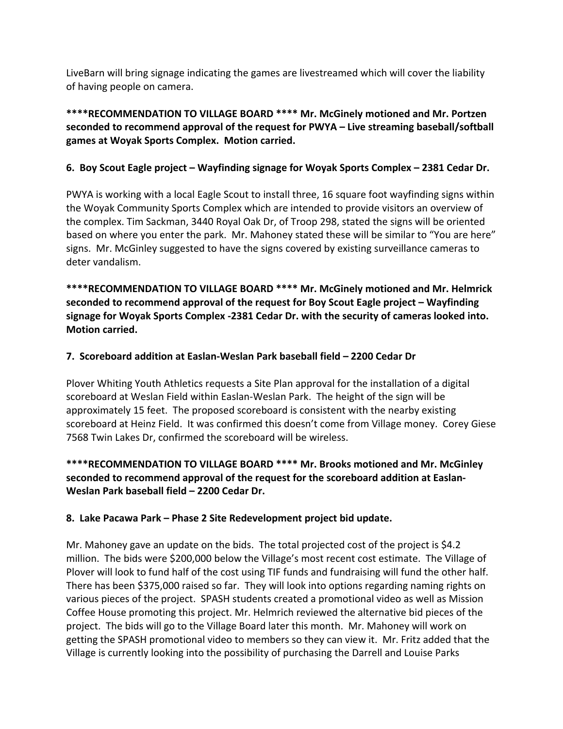LiveBarn will bring signage indicating the games are livestreamed which will cover the liability of having people on camera.

**\*\*\*\*RECOMMENDATION TO VILLAGE BOARD \*\*\*\* Mr. McGinely motioned and Mr. Portzen seconded to recommend approval of the request for PWYA – Live streaming baseball/softball games at Woyak Sports Complex. Motion carried.**

**6. Boy Scout Eagle project – Wayfinding signage for Woyak Sports Complex – 2381 Cedar Dr.**

PWYA is working with a local Eagle Scout to install three, 16 square foot wayfinding signs within the Woyak Community Sports Complex which are intended to provide visitors an overview of the complex. Tim Sackman, 3440 Royal Oak Dr, of Troop 298, stated the signs will be oriented based on where you enter the park. Mr. Mahoney stated these will be similar to "You are here" signs. Mr. McGinley suggested to have the signs covered by existing surveillance cameras to deter vandalism.

**\*\*\*\*RECOMMENDATION TO VILLAGE BOARD \*\*\*\* Mr. McGinely motioned and Mr. Helmrick seconded to recommend approval of the request for Boy Scout Eagle project – Wayfinding signage for Woyak Sports Complex -2381 Cedar Dr. with the security of cameras looked into. Motion carried.**

**7. Scoreboard addition at Easlan-Weslan Park baseball field – 2200 Cedar Dr**

Plover Whiting Youth Athletics requests a Site Plan approval for the installation of a digital scoreboard at Weslan Field within Easlan-Weslan Park. The height of the sign will be approximately 15 feet. The proposed scoreboard is consistent with the nearby existing scoreboard at Heinz Field. It was confirmed this doesn't come from Village money. Corey Giese 7568 Twin Lakes Dr, confirmed the scoreboard will be wireless.

**\*\*\*\*RECOMMENDATION TO VILLAGE BOARD \*\*\*\* Mr. Brooks motioned and Mr. McGinley seconded to recommend approval of the request for the scoreboard addition at Easlan-Weslan Park baseball field – 2200 Cedar Dr.**

**8. Lake Pacawa Park – Phase 2 Site Redevelopment project bid update.**

Mr. Mahoney gave an update on the bids. The total projected cost of the project is $4.2 million. The bids were $200,000 below the Village's most recent cost estimate. The Village of Plover will look to fund half of the cost using TIF funds and fundraising will fund the other half. There has been $375,000 raised so far. They will look into options regarding naming rights on various pieces of the project. SPASH students created a promotional video as well as Mission Coffee House promoting this project. Mr. Helmrich reviewed the alternative bid pieces of the project. The bids will go to the Village Board later this month. Mr. Mahoney will work on getting the SPASH promotional video to members so they can view it. Mr. Fritz added that the Village is currently looking into the possibility of purchasing the Darrell and Louise Parks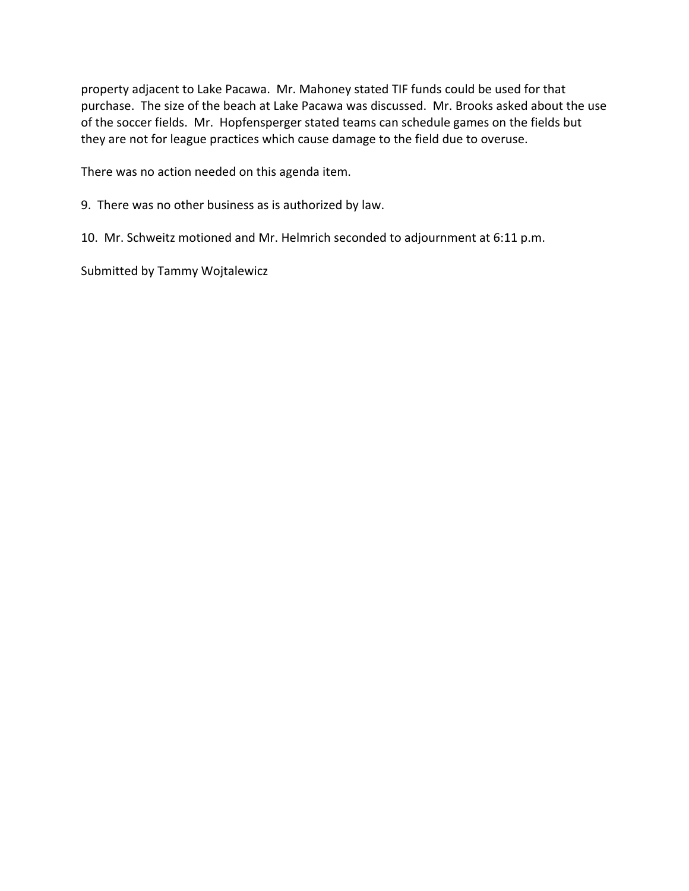property adjacent to Lake Pacawa. Mr. Mahoney stated TIF funds could be used for that purchase. The size of the beach at Lake Pacawa was discussed. Mr. Brooks asked about the use of the soccer fields. Mr. Hopfensperger stated teams can schedule games on the fields but they are not for league practices which cause damage to the field due to overuse.

There was no action needed on this agenda item.

9. There was no other business as is authorized by law.

10. Mr. Schweitz motioned and Mr. Helmrich seconded to adjournment at 6:11 p.m.

Submitted by Tammy Wojtalewicz